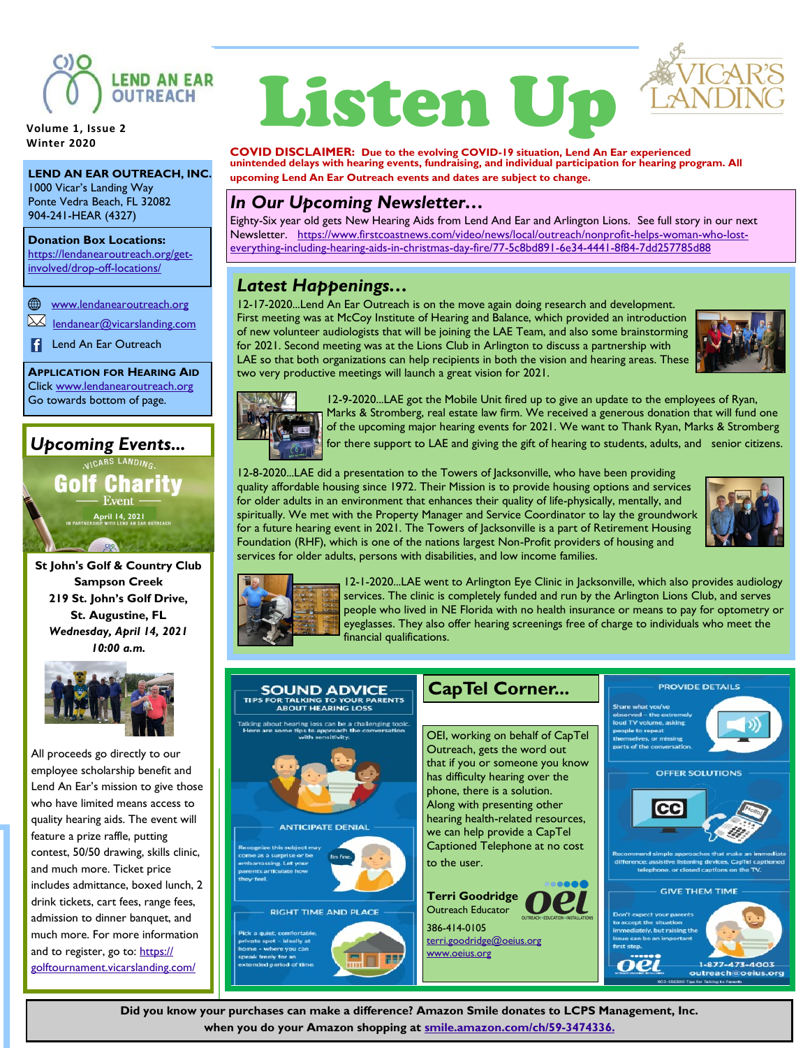# Listen Up

**LEND AN EAR OUTREACH**

**Volume 1, Issue 2**
**Winter 2020**

**VICAR'S LANDING**

**COVID DISCLAIMER: Due to the evolving COVID-19 situation, Lend An Ear experienced unintended delays with hearing events, fundraising, and individual participation for hearing program. All upcoming Lend An Ear Outreach events and dates are subject to change.**

**LEND AN EAR OUTREACH, INC.**
1000 Vicar's Landing Way
Ponte Vedra Beach, FL 32082
904-241-HEAR (4327)

**Donation Box Locations:**
https://lendanearoutreach.org/get-involved/drop-off-locations/

www.lendanearoutreach.org
lendanear@vicarslanding.com
Lend An Ear Outreach

**APPLICATION FOR HEARING AID**
Click www.lendanearoutreach.org
Go towards bottom of page.

## *In Our Upcoming Newsletter…*

Eighty-Six year old gets New Hearing Aids from Lend And Ear and Arlington Lions. See full story in our next Newsletter. https://www.firstcoastnews.com/video/news/local/outreach/nonprofit-helps-woman-who-lost-everything-including-hearing-aids-in-christmas-day-fire/77-5c8bd891-6e34-4441-8f84-7dd257785d88

## *Latest Happenings…*

12-17-2020...Lend An Ear Outreach is on the move again doing research and development. First meeting was at McCoy Institute of Hearing and Balance, which provided an introduction of new volunteer audiologists that will be joining the LAE Team, and also some brainstorming for 2021. Second meeting was at the Lions Club in Arlington to discuss a partnership with LAE so that both organizations can help recipients in both the vision and hearing areas. These two very productive meetings will launch a great vision for 2021.

12-9-2020...LAE got the Mobile Unit fired up to give an update to the employees of Ryan, Marks & Stromberg, real estate law firm. We received a generous donation that will fund one of the upcoming major hearing events for 2021. We want to Thank Ryan, Marks & Stromberg for there support to LAE and giving the gift of hearing to students, adults, and senior citizens.

12-8-2020...LAE did a presentation to the Towers of Jacksonville, who have been providing quality affordable housing since 1972. Their Mission is to provide housing options and services for older adults in an environment that enhances their quality of life-physically, mentally, and spiritually. We met with the Property Manager and Service Coordinator to lay the groundwork for a future hearing event in 2021. The Towers of Jacksonville is a part of Retirement Housing Foundation (RHF), which is one of the nations largest Non-Profit providers of housing and services for older adults, persons with disabilities, and low income families.

12-1-2020...LAE went to Arlington Eye Clinic in Jacksonville, which also provides audiology services. The clinic is completely funded and run by the Arlington Lions Club, and serves people who lived in NE Florida with no health insurance or means to pay for optometry or eyeglasses. They also offer hearing screenings free of charge to individuals who meet the financial qualifications.

## *Upcoming Events...*

VICARS LANDING
**Golf Charity** Event
April 14, 2021
IN PARTNERSHIP WITH LEND AN EAR OUTREACH

**St John's Golf & Country Club**
**Sampson Creek**
**219 St. John's Golf Drive,**
**St. Augustine, FL**
***Wednesday, April 14, 2021***
***10:00 a.m.***

All proceeds go directly to our employee scholarship benefit and Lend An Ear's mission to give those who have limited means access to quality hearing aids. The event will feature a prize raffle, putting contest, 50/50 drawing, skills clinic, and much more. Ticket price includes admittance, boxed lunch, 2 drink tickets, cart fees, range fees, admission to dinner banquet, and much more. For more information and to register, go to: https://golftournament.vicarslanding.com/

## SOUND ADVICE
**TIPS FOR TALKING TO YOUR PARENTS ABOUT HEARING LOSS**

Talking about hearing loss can be a challenging topic. Here are some tips to approach the conversation with sensitivity.

**ANTICIPATE DENIAL**
Recognize this subject may come as a surprise or be embarrassing. Let your parents articulate how they feel.

**RIGHT TIME AND PLACE**
Pick a quiet, comfortable, private spot – ideally at home – where you can speak freely for an extended period of time.

**PROVIDE DETAILS**
Share what you've observed – the extremely loud TV volume, asking people to repeat themselves, or missing parts of the conversation.

**OFFER SOLUTIONS**
Recommend simple approaches that make an immediate difference: assistive listening devices, CapTel captioned telephone, or closed captions on the TV.

**GIVE THEM TIME**
Don't expect your parents to accept the situation immediately, but raising the issue can be an important first step.

oei 1-877-473-4003 outreach@oeius.org

## CapTel Corner...

OEI, working on behalf of CapTel Outreach, gets the word out that if you or someone you know has difficulty hearing over the phone, there is a solution. Along with presenting other hearing health-related resources, we can help provide a CapTel Captioned Telephone at no cost to the user.

**Terri Goodridge**
Outreach Educator
386-414-0105
terri.goodridge@oeius.org
www.oeius.org

OEI — OUTREACH • EDUCATION • INSTALLATIONS

**Did you know your purchases can make a difference? Amazon Smile donates to LCPS Management, Inc. when you do your Amazon shopping at smile.amazon.com/ch/59-3474336.**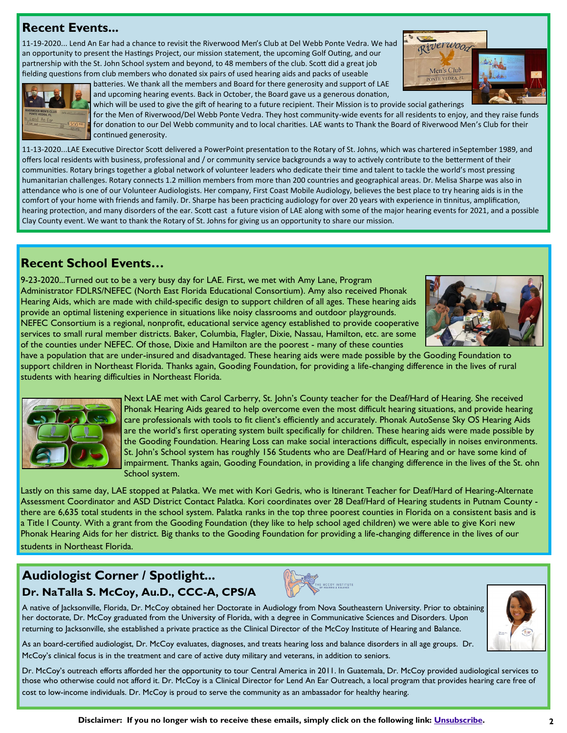## Recent Events...

11-19-2020... Lend An Ear had a chance to revisit the Riverwood Men's Club at Del Webb Ponte Vedra. We had an opportunity to present the Hastings Project, our mission statement, the upcoming Golf Outing, and our partnership with the St. John School system and beyond, to 48 members of the club. Scott did a great job fielding questions from club members who donated six pairs of used hearing aids and packs of useable batteries. We thank all the members and Board for their generosity and support of LAE and upcoming hearing events. Back in October, the Board gave us a generous donation, which will be used to give the gift of hearing to a future recipient. Their Mission is to provide social gatherings for the Men of Riverwood/Del Webb Ponte Vedra. They host community-wide events for all residents to enjoy, and they raise funds for donation to our Del Webb community and to local charities. LAE wants to Thank the Board of Riverwood Men's Club for their continued generosity.

11-13-2020...LAE Executive Director Scott delivered a PowerPoint presentation to the Rotary of St. Johns, which was chartered inSeptember 1989, and offers local residents with business, professional and / or community service backgrounds a way to actively contribute to the betterment of their communities. Rotary brings together a global network of volunteer leaders who dedicate their time and talent to tackle the world's most pressing humanitarian challenges. Rotary connects 1.2 million members from more than 200 countries and geographical areas. Dr. Melisa Sharpe was also in attendance who is one of our Volunteer Audiologists. Her company, First Coast Mobile Audiology, believes the best place to try hearing aids is in the comfort of your home with friends and family. Dr. Sharpe has been practicing audiology for over 20 years with experience in tinnitus, amplification, hearing protection, and many disorders of the ear. Scott cast a future vision of LAE along with some of the major hearing events for 2021, and a possible Clay County event. We want to thank the Rotary of St. Johns for giving us an opportunity to share our mission.

## Recent School Events…

9-23-2020...Turned out to be a very busy day for LAE. First, we met with Amy Lane, Program Administrator FDLRS/NEFEC (North East Florida Educational Consortium). Amy also received Phonak Hearing Aids, which are made with child-specific design to support children of all ages. These hearing aids provide an optimal listening experience in situations like noisy classrooms and outdoor playgrounds. NEFEC Consortium is a regional, nonprofit, educational service agency established to provide cooperative services to small rural member districts. Baker, Columbia, Flagler, Dixie, Nassau, Hamilton, etc. are some of the counties under NEFEC. Of those, Dixie and Hamilton are the poorest - many of these counties have a population that are under-insured and disadvantaged. These hearing aids were made possible by the Gooding Foundation to support children in Northeast Florida. Thanks again, Gooding Foundation, for providing a life-changing difference in the lives of rural students with hearing difficulties in Northeast Florida.

Next LAE met with Carol Carberry, St. John's County teacher for the Deaf/Hard of Hearing. She received Phonak Hearing Aids geared to help overcome even the most difficult hearing situations, and provide hearing care professionals with tools to fit client's efficiently and accurately. Phonak AutoSense Sky OS Hearing Aids are the world's first operating system built specifically for children. These hearing aids were made possible by the Gooding Foundation. Hearing Loss can make social interactions difficult, especially in noises environments. St. John's School system has roughly 156 Students who are Deaf/Hard of Hearing and or have some kind of impairment. Thanks again, Gooding Foundation, in providing a life changing difference in the lives of the St. ohn School system.

Lastly on this same day, LAE stopped at Palatka. We met with Kori Gedris, who is Itinerant Teacher for Deaf/Hard of Hearing-Alternate Assessment Coordinator and ASD District Contact Palatka. Kori coordinates over 28 Deaf/Hard of Hearing students in Putnam County - there are 6,635 total students in the school system. Palatka ranks in the top three poorest counties in Florida on a consistent basis and is a Title I County. With a grant from the Gooding Foundation (they like to help school aged children) we were able to give Kori new Phonak Hearing Aids for her district. Big thanks to the Gooding Foundation for providing a life-changing difference in the lives of our students in Northeast Florida.

## Audiologist Corner / Spotlight...

### Dr. NaTalla S. McCoy, Au.D., CCC-A, CPS/A

A native of Jacksonville, Florida, Dr. McCoy obtained her Doctorate in Audiology from Nova Southeastern University. Prior to obtaining her doctorate, Dr. McCoy graduated from the University of Florida, with a degree in Communicative Sciences and Disorders. Upon returning to Jacksonville, she established a private practice as the Clinical Director of the McCoy Institute of Hearing and Balance.

As an board-certified audiologist, Dr. McCoy evaluates, diagnoses, and treats hearing loss and balance disorders in all age groups. Dr. McCoy's clinical focus is in the treatment and care of active duty military and veterans, in addition to seniors.

Dr. McCoy's outreach efforts afforded her the opportunity to tour Central America in 2011. In Guatemala, Dr. McCoy provided audiological services to those who otherwise could not afford it. Dr. McCoy is a Clinical Director for Lend An Ear Outreach, a local program that provides hearing care free of cost to low-income individuals. Dr. McCoy is proud to serve the community as an ambassador for healthy hearing.

**Disclaimer: If you no longer wish to receive these emails, simply click on the following link: Unsubscribe.**